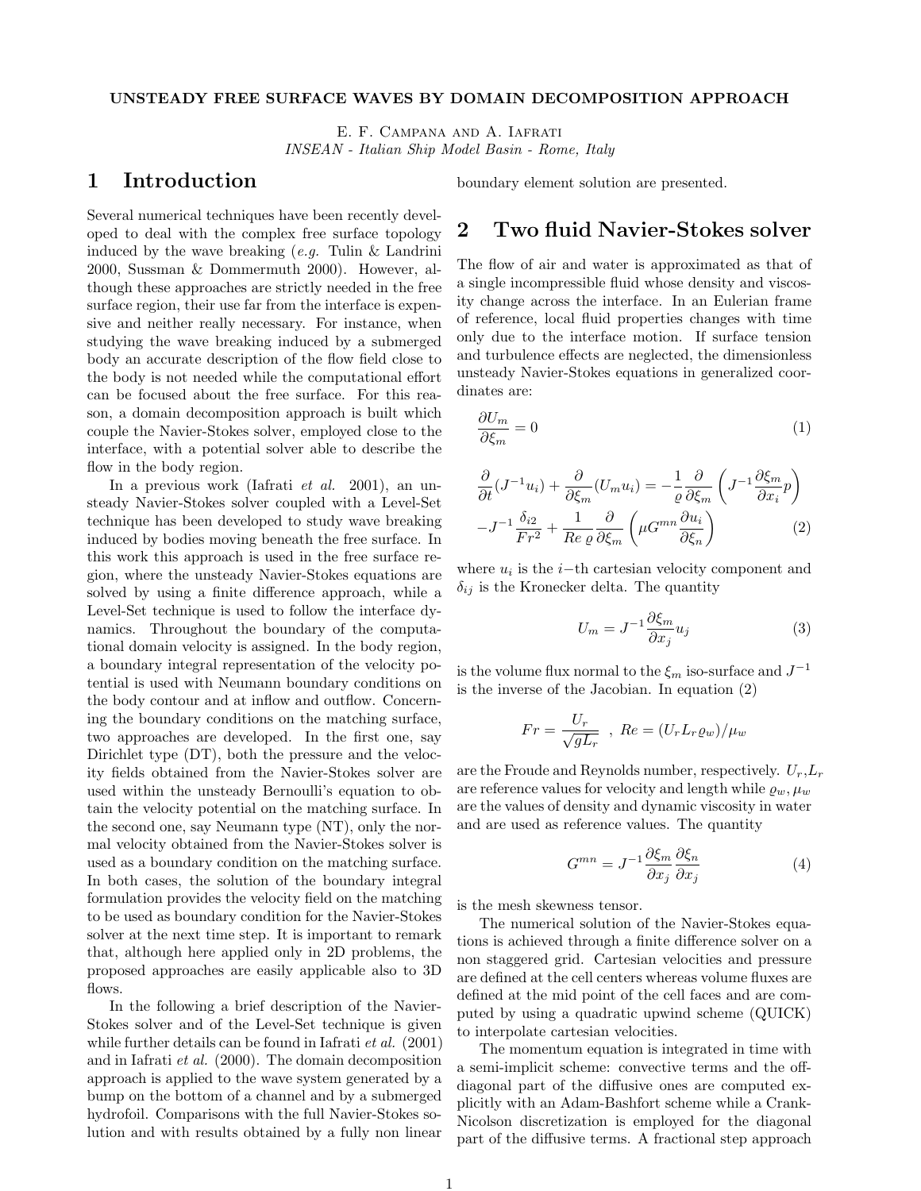**UNSTEADY FREE SURFACE WAVES BY DOMAIN DECOMPOSITION APPROACH**

E. F. Campana and A. Iafrati
*INSEAN - Italian Ship Model Basin - Rome, Italy*

# 1 Introduction

Several numerical techniques have been recently developed to deal with the complex free surface topology induced by the wave breaking (*e.g.* Tulin & Landrini 2000, Sussman & Dommermuth 2000). However, although these approaches are strictly needed in the free surface region, their use far from the interface is expensive and neither really necessary. For instance, when studying the wave breaking induced by a submerged body an accurate description of the flow field close to the body is not needed while the computational effort can be focused about the free surface. For this reason, a domain decomposition approach is built which couple the Navier-Stokes solver, employed close to the interface, with a potential solver able to describe the flow in the body region.

In a previous work (Iafrati *et al.* 2001), an unsteady Navier-Stokes solver coupled with a Level-Set technique has been developed to study wave breaking induced by bodies moving beneath the free surface. In this work this approach is used in the free surface region, where the unsteady Navier-Stokes equations are solved by using a finite difference approach, while a Level-Set technique is used to follow the interface dynamics. Throughout the boundary of the computational domain velocity is assigned. In the body region, a boundary integral representation of the velocity potential is used with Neumann boundary conditions on the body contour and at inflow and outflow. Concerning the boundary conditions on the matching surface, two approaches are developed. In the first one, say Dirichlet type (DT), both the pressure and the velocity fields obtained from the Navier-Stokes solver are used within the unsteady Bernoulli's equation to obtain the velocity potential on the matching surface. In the second one, say Neumann type (NT), only the normal velocity obtained from the Navier-Stokes solver is used as a boundary condition on the matching surface. In both cases, the solution of the boundary integral formulation provides the velocity field on the matching to be used as boundary condition for the Navier-Stokes solver at the next time step. It is important to remark that, although here applied only in 2D problems, the proposed approaches are easily applicable also to 3D flows.

In the following a brief description of the Navier-Stokes solver and of the Level-Set technique is given while further details can be found in Iafrati *et al.* (2001) and in Iafrati *et al.* (2000). The domain decomposition approach is applied to the wave system generated by a bump on the bottom of a channel and by a submerged hydrofoil. Comparisons with the full Navier-Stokes solution and with results obtained by a fully non linear boundary element solution are presented.

# 2 Two fluid Navier-Stokes solver

The flow of air and water is approximated as that of a single incompressible fluid whose density and viscosity change across the interface. In an Eulerian frame of reference, local fluid properties changes with time only due to the interface motion. If surface tension and turbulence effects are neglected, the dimensionless unsteady Navier-Stokes equations in generalized coordinates are:

$$\frac{\partial U_m}{\partial \xi_m} = 0 \tag{1}$$

$$\frac{\partial}{\partial t}(J^{-1}u_i) + \frac{\partial}{\partial \xi_m}(U_m u_i) = -\frac{1}{\varrho}\frac{\partial}{\partial \xi_m}\left(J^{-1}\frac{\partial \xi_m}{\partial x_i}p\right) -J^{-1}\frac{\delta_{i2}}{Fr^2} + \frac{1}{Re\,\varrho}\frac{\partial}{\partial \xi_m}\left(\mu G^{mn}\frac{\partial u_i}{\partial \xi_n}\right) \tag{2}$$

where $u_i$ is the $i-$th cartesian velocity component and $\delta_{ij}$ is the Kronecker delta. The quantity

$$U_m = J^{-1}\frac{\partial \xi_m}{\partial x_j}u_j \tag{3}$$

is the volume flux normal to the $\xi_m$ iso-surface and $J^{-1}$ is the inverse of the Jacobian. In equation (2)

$$Fr = \frac{U_r}{\sqrt{gL_r}} \ , \ Re = (U_r L_r \varrho_w)/\mu_w$$

are the Froude and Reynolds number, respectively. $U_r$,$L_r$ are reference values for velocity and length while $\varrho_w, \mu_w$ are the values of density and dynamic viscosity in water and are used as reference values. The quantity

$$G^{mn} = J^{-1}\frac{\partial \xi_m}{\partial x_j}\frac{\partial \xi_n}{\partial x_j} \tag{4}$$

is the mesh skewness tensor.

The numerical solution of the Navier-Stokes equations is achieved through a finite difference solver on a non staggered grid. Cartesian velocities and pressure are defined at the cell centers whereas volume fluxes are defined at the mid point of the cell faces and are computed by using a quadratic upwind scheme (QUICK) to interpolate cartesian velocities.

The momentum equation is integrated in time with a semi-implicit scheme: convective terms and the off-diagonal part of the diffusive ones are computed explicitly with an Adam-Bashfort scheme while a Crank-Nicolson discretization is employed for the diagonal part of the diffusive terms. A fractional step approach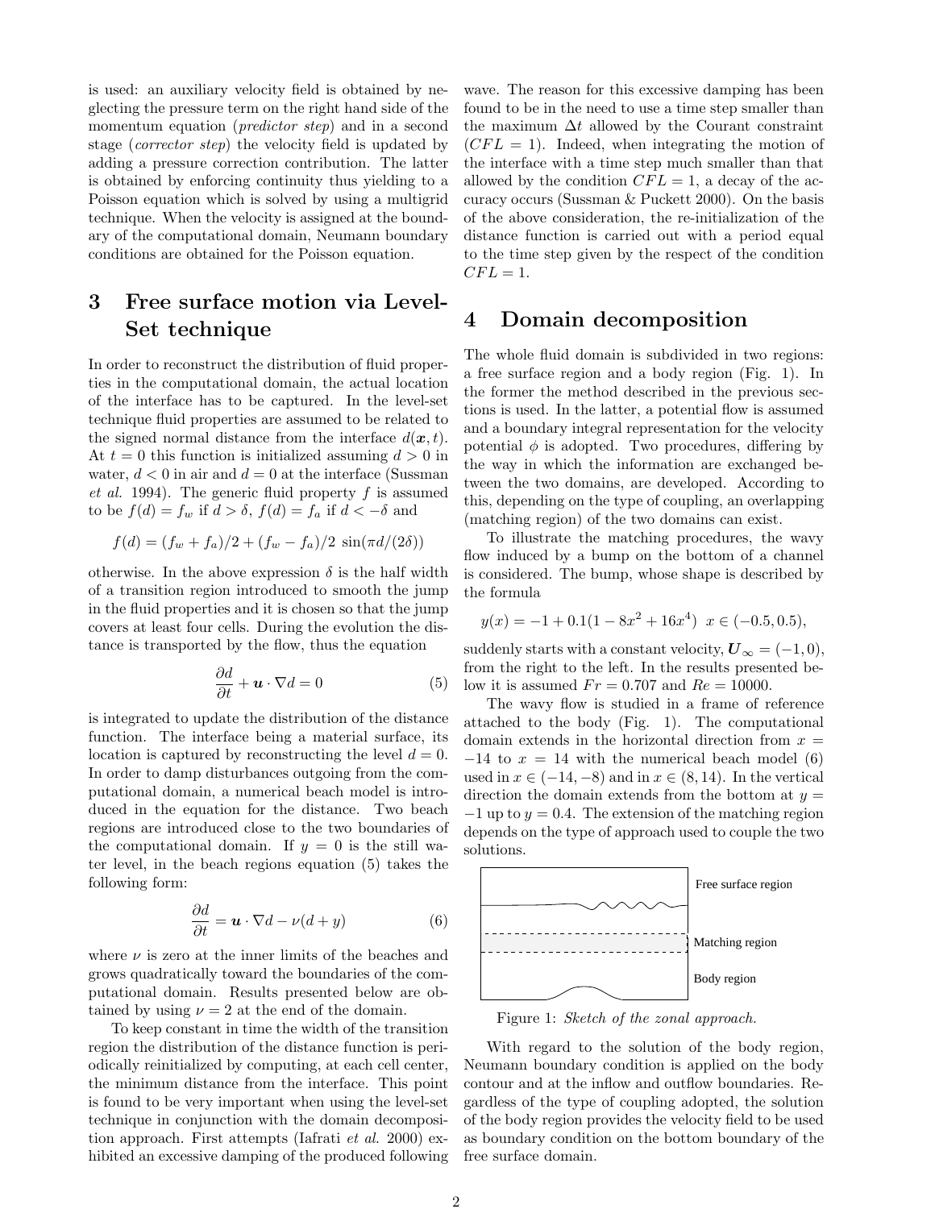is used: an auxiliary velocity field is obtained by neglecting the pressure term on the right hand side of the momentum equation (*predictor step*) and in a second stage (*corrector step*) the velocity field is updated by adding a pressure correction contribution. The latter is obtained by enforcing continuity thus yielding to a Poisson equation which is solved by using a multigrid technique. When the velocity is assigned at the boundary of the computational domain, Neumann boundary conditions are obtained for the Poisson equation.

## 3 Free surface motion via Level-Set technique

In order to reconstruct the distribution of fluid properties in the computational domain, the actual location of the interface has to be captured. In the level-set technique fluid properties are assumed to be related to the signed normal distance from the interface $d(\boldsymbol{x}, t)$. At $t = 0$ this function is initialized assuming $d > 0$ in water, $d < 0$ in air and $d = 0$ at the interface (Sussman *et al.* 1994). The generic fluid property $f$ is assumed to be $f(d) = f_w$ if $d > \delta$, $f(d) = f_a$ if $d < -\delta$ and

$$f(d) = (f_w + f_a)/2 + (f_w - f_a)/2 \ \sin(\pi d/(2\delta))$$

otherwise. In the above expression $\delta$ is the half width of a transition region introduced to smooth the jump in the fluid properties and it is chosen so that the jump covers at least four cells. During the evolution the distance is transported by the flow, thus the equation

$$\frac{\partial d}{\partial t} + \boldsymbol{u} \cdot \nabla d = 0 \tag{5}$$

is integrated to update the distribution of the distance function. The interface being a material surface, its location is captured by reconstructing the level $d = 0$. In order to damp disturbances outgoing from the computational domain, a numerical beach model is introduced in the equation for the distance. Two beach regions are introduced close to the two boundaries of the computational domain. If $y = 0$ is the still water level, in the beach regions equation (5) takes the following form:

$$\frac{\partial d}{\partial t} = \boldsymbol{u} \cdot \nabla d - \nu(d + y) \tag{6}$$

where $\nu$ is zero at the inner limits of the beaches and grows quadratically toward the boundaries of the computational domain. Results presented below are obtained by using $\nu = 2$ at the end of the domain.

To keep constant in time the width of the transition region the distribution of the distance function is periodically reinitialized by computing, at each cell center, the minimum distance from the interface. This point is found to be very important when using the level-set technique in conjunction with the domain decomposition approach. First attempts (Iafrati *et al.* 2000) exhibited an excessive damping of the produced following wave. The reason for this excessive damping has been found to be in the need to use a time step smaller than the maximum $\Delta t$ allowed by the Courant constraint ($CFL = 1$). Indeed, when integrating the motion of the interface with a time step much smaller than that allowed by the condition $CFL = 1$, a decay of the accuracy occurs (Sussman & Puckett 2000). On the basis of the above consideration, the re-initialization of the distance function is carried out with a period equal to the time step given by the respect of the condition $CFL = 1$.

## 4 Domain decomposition

The whole fluid domain is subdivided in two regions: a free surface region and a body region (Fig. 1). In the former the method described in the previous sections is used. In the latter, a potential flow is assumed and a boundary integral representation for the velocity potential $\phi$ is adopted. Two procedures, differing by the way in which the information are exchanged between the two domains, are developed. According to this, depending on the type of coupling, an overlapping (matching region) of the two domains can exist.

To illustrate the matching procedures, the wavy flow induced by a bump on the bottom of a channel is considered. The bump, whose shape is described by the formula

$$y(x) = -1 + 0.1(1 - 8x^2 + 16x^4) \ \ x \in (-0.5, 0.5),$$

suddenly starts with a constant velocity, $\boldsymbol{U}_\infty = (-1, 0)$, from the right to the left. In the results presented below it is assumed $Fr = 0.707$ and $Re = 10000$.

The wavy flow is studied in a frame of reference attached to the body (Fig. 1). The computational domain extends in the horizontal direction from $x = -14$ to $x = 14$ with the numerical beach model (6) used in $x \in (-14, -8)$ and in $x \in (8, 14)$. In the vertical direction the domain extends from the bottom at $y = -1$ up to $y = 0.4$. The extension of the matching region depends on the type of approach used to couple the two solutions.

Free surface region

Matching region

Body region

Figure 1: *Sketch of the zonal approach.*

With regard to the solution of the body region, Neumann boundary condition is applied on the body contour and at the inflow and outflow boundaries. Regardless of the type of coupling adopted, the solution of the body region provides the velocity field to be used as boundary condition on the bottom boundary of the free surface domain.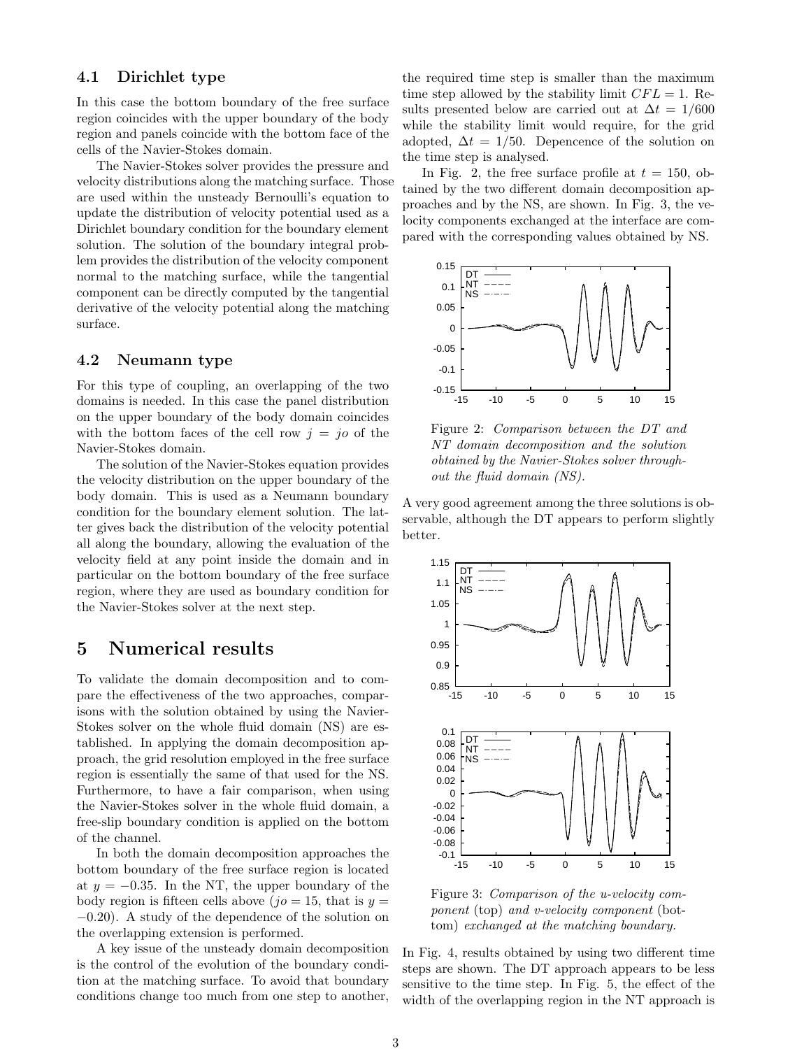### 4.1 Dirichlet type

In this case the bottom boundary of the free surface region coincides with the upper boundary of the body region and panels coincide with the bottom face of the cells of the Navier-Stokes domain.

The Navier-Stokes solver provides the pressure and velocity distributions along the matching surface. Those are used within the unsteady Bernoulli's equation to update the distribution of velocity potential used as a Dirichlet boundary condition for the boundary element solution. The solution of the boundary integral problem provides the distribution of the velocity component normal to the matching surface, while the tangential component can be directly computed by the tangential derivative of the velocity potential along the matching surface.

### 4.2 Neumann type

For this type of coupling, an overlapping of the two domains is needed. In this case the panel distribution on the upper boundary of the body domain coincides with the bottom faces of the cell row $j = jo$ of the Navier-Stokes domain.

The solution of the Navier-Stokes equation provides the velocity distribution on the upper boundary of the body domain. This is used as a Neumann boundary condition for the boundary element solution. The latter gives back the distribution of the velocity potential all along the boundary, allowing the evaluation of the velocity field at any point inside the domain and in particular on the bottom boundary of the free surface region, where they are used as boundary condition for the Navier-Stokes solver at the next step.

## 5 Numerical results

To validate the domain decomposition and to compare the effectiveness of the two approaches, comparisons with the solution obtained by using the Navier-Stokes solver on the whole fluid domain (NS) are established. In applying the domain decomposition approach, the grid resolution employed in the free surface region is essentially the same of that used for the NS. Furthermore, to have a fair comparison, when using the Navier-Stokes solver in the whole fluid domain, a free-slip boundary condition is applied on the bottom of the channel.

In both the domain decomposition approaches the bottom boundary of the free surface region is located at $y = -0.35$. In the NT, the upper boundary of the body region is fifteen cells above ($jo = 15$, that is $y = -0.20$). A study of the dependence of the solution on the overlapping extension is performed.

A key issue of the unsteady domain decomposition is the control of the evolution of the boundary condition at the matching surface. To avoid that boundary conditions change too much from one step to another, the required time step is smaller than the maximum time step allowed by the stability limit $CFL = 1$. Results presented below are carried out at $\Delta t = 1/600$ while the stability limit would require, for the grid adopted, $\Delta t = 1/50$. Depencence of the solution on the time step is analysed.

In Fig. 2, the free surface profile at $t = 150$, obtained by the two different domain decomposition approaches and by the NS, are shown. In Fig. 3, the velocity components exchanged at the interface are compared with the corresponding values obtained by NS.

Figure 2: *Comparison between the DT and NT domain decomposition and the solution obtained by the Navier-Stokes solver throughout the fluid domain (NS).*

A very good agreement among the three solutions is observable, although the DT appears to perform slightly better.

Figure 3: *Comparison of the u-velocity component* (top) *and v-velocity component* (bottom) *exchanged at the matching boundary.*

In Fig. 4, results obtained by using two different time steps are shown. The DT approach appears to be less sensitive to the time step. In Fig. 5, the effect of the width of the overlapping region in the NT approach is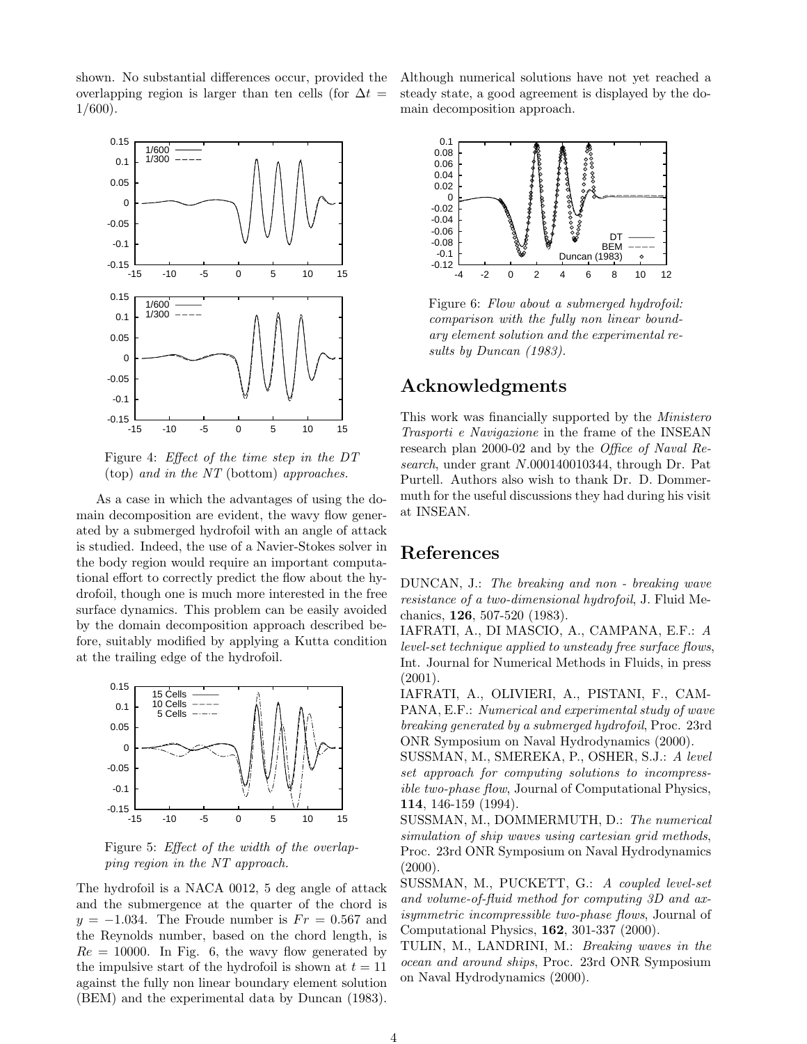shown. No substantial differences occur, provided the overlapping region is larger than ten cells (for $\Delta t = 1/600$).

1/600
1/300

1/600
1/300

Figure 4: *Effect of the time step in the DT* (top) *and in the NT* (bottom) *approaches.*

As a case in which the advantages of using the domain decomposition are evident, the wavy flow generated by a submerged hydrofoil with an angle of attack is studied. Indeed, the use of a Navier-Stokes solver in the body region would require an important computational effort to correctly predict the flow about the hydrofoil, though one is much more interested in the free surface dynamics. This problem can be easily avoided by the domain decomposition approach described before, suitably modified by applying a Kutta condition at the trailing edge of the hydrofoil.

15 Cells
10 Cells
5 Cells

Figure 5: *Effect of the width of the overlapping region in the NT approach.*

The hydrofoil is a NACA 0012, 5 deg angle of attack and the submergence at the quarter of the chord is $y = -1.034$. The Froude number is $Fr = 0.567$ and the Reynolds number, based on the chord length, is $Re = 10000$. In Fig. 6, the wavy flow generated by the impulsive start of the hydrofoil is shown at $t = 11$ against the fully non linear boundary element solution (BEM) and the experimental data by Duncan (1983). Although numerical solutions have not yet reached a steady state, a good agreement is displayed by the domain decomposition approach.

DT
BEM
Duncan (1983)

Figure 6: *Flow about a submerged hydrofoil: comparison with the fully non linear boundary element solution and the experimental results by Duncan (1983).*

## Acknowledgments

This work was financially supported by the *Ministero Trasporti e Navigazione* in the frame of the INSEAN research plan 2000-02 and by the *Office of Naval Research*, under grant N.000140010344, through Dr. Pat Purtell. Authors also wish to thank Dr. D. Dommermuth for the useful discussions they had during his visit at INSEAN.

## References

DUNCAN, J.: *The breaking and non - breaking wave resistance of a two-dimensional hydrofoil*, J. Fluid Mechanics, **126**, 507-520 (1983).

IAFRATI, A., DI MASCIO, A., CAMPANA, E.F.: *A level-set technique applied to unsteady free surface flows*, Int. Journal for Numerical Methods in Fluids, in press (2001).

IAFRATI, A., OLIVIERI, A., PISTANI, F., CAMPANA, E.F.: *Numerical and experimental study of wave breaking generated by a submerged hydrofoil*, Proc. 23rd ONR Symposium on Naval Hydrodynamics (2000).

SUSSMAN, M., SMEREKA, P., OSHER, S.J.: *A level set approach for computing solutions to incompressible two-phase flow*, Journal of Computational Physics, **114**, 146-159 (1994).

SUSSMAN, M., DOMMERMUTH, D.: *The numerical simulation of ship waves using cartesian grid methods*, Proc. 23rd ONR Symposium on Naval Hydrodynamics (2000).

SUSSMAN, M., PUCKETT, G.: *A coupled level-set and volume-of-fluid method for computing 3D and axisymmetric incompressible two-phase flows*, Journal of Computational Physics, **162**, 301-337 (2000).

TULIN, M., LANDRINI, M.: *Breaking waves in the ocean and around ships*, Proc. 23rd ONR Symposium on Naval Hydrodynamics (2000).